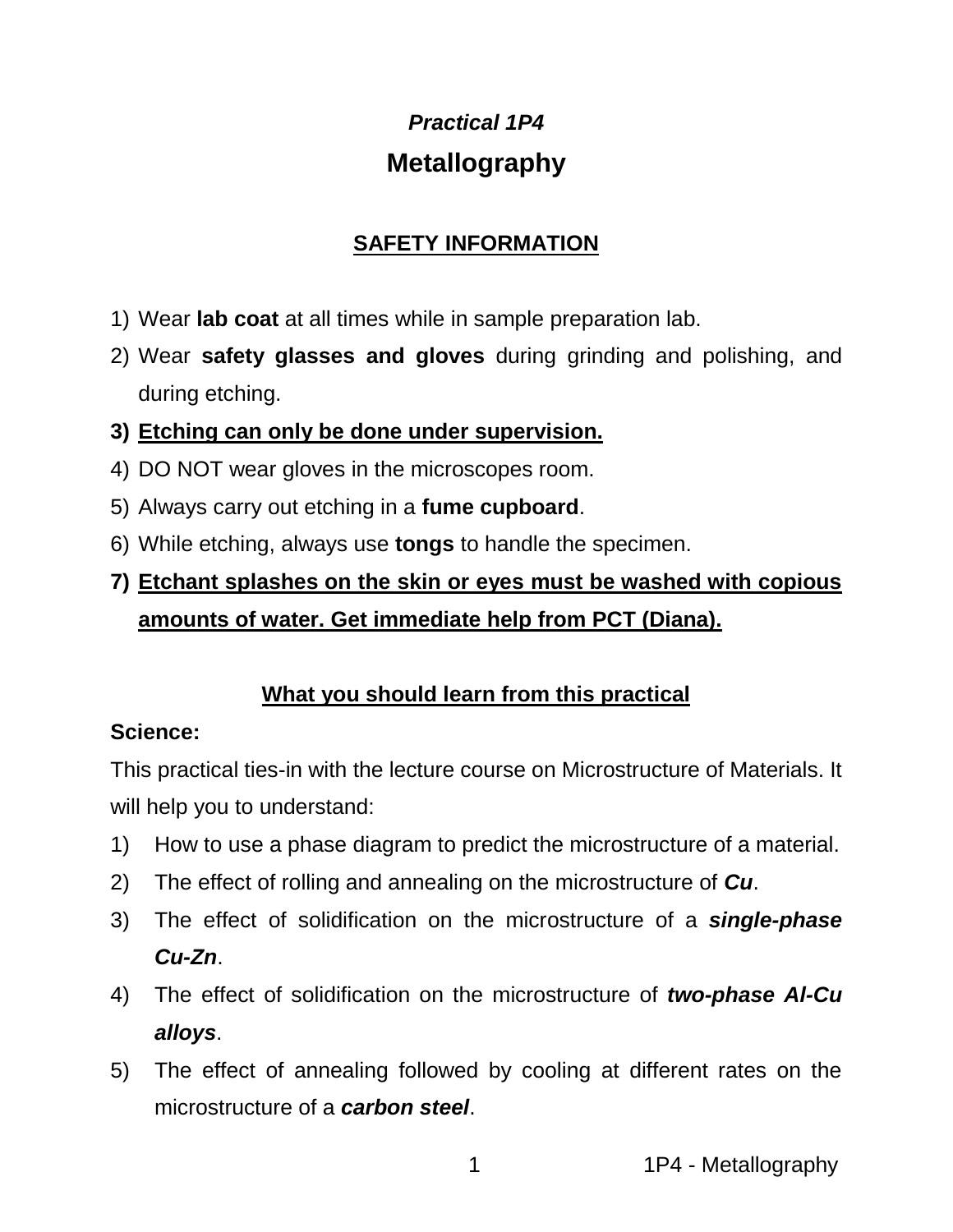***Practical 1P4***

# Metallography

## <u>SAFETY INFORMATION</u>

1) Wear **lab coat** at all times while in sample preparation lab.
2) Wear **safety glasses and gloves** during grinding and polishing, and during etching.
3) **<u>Etching can only be done under supervision.</u>**
4) DO NOT wear gloves in the microscopes room.
5) Always carry out etching in a **fume cupboard**.
6) While etching, always use **tongs** to handle the specimen.
7) **<u>Etchant splashes on the skin or eyes must be washed with copious amounts of water. Get immediate help from PCT (Diana).</u>**

## <u>What you should learn from this practical</u>

**Science:**

This practical ties-in with the lecture course on Microstructure of Materials. It will help you to understand:

1) How to use a phase diagram to predict the microstructure of a material.
2) The effect of rolling and annealing on the microstructure of ***Cu***.
3) The effect of solidification on the microstructure of a ***single-phase Cu-Zn***.
4) The effect of solidification on the microstructure of ***two-phase Al-Cu alloys***.
5) The effect of annealing followed by cooling at different rates on the microstructure of a ***carbon steel***.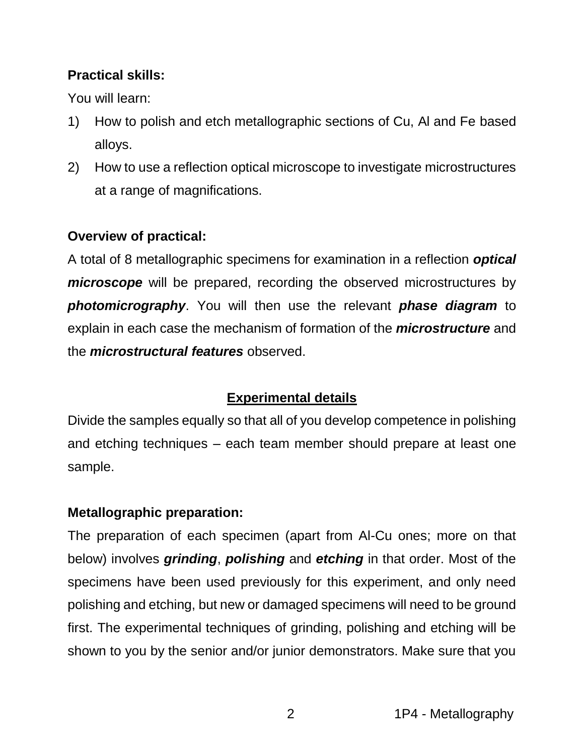**Practical skills:**

You will learn:

1) How to polish and etch metallographic sections of Cu, Al and Fe based alloys.
2) How to use a reflection optical microscope to investigate microstructures at a range of magnifications.

**Overview of practical:**

A total of 8 metallographic specimens for examination in a reflection ***optical microscope*** will be prepared, recording the observed microstructures by ***photomicrography***. You will then use the relevant ***phase diagram*** to explain in each case the mechanism of formation of the ***microstructure*** and the ***microstructural features*** observed.

## Experimental details

Divide the samples equally so that all of you develop competence in polishing and etching techniques – each team member should prepare at least one sample.

**Metallographic preparation:**

The preparation of each specimen (apart from Al-Cu ones; more on that below) involves ***grinding***, ***polishing*** and ***etching*** in that order. Most of the specimens have been used previously for this experiment, and only need polishing and etching, but new or damaged specimens will need to be ground first. The experimental techniques of grinding, polishing and etching will be shown to you by the senior and/or junior demonstrators. Make sure that you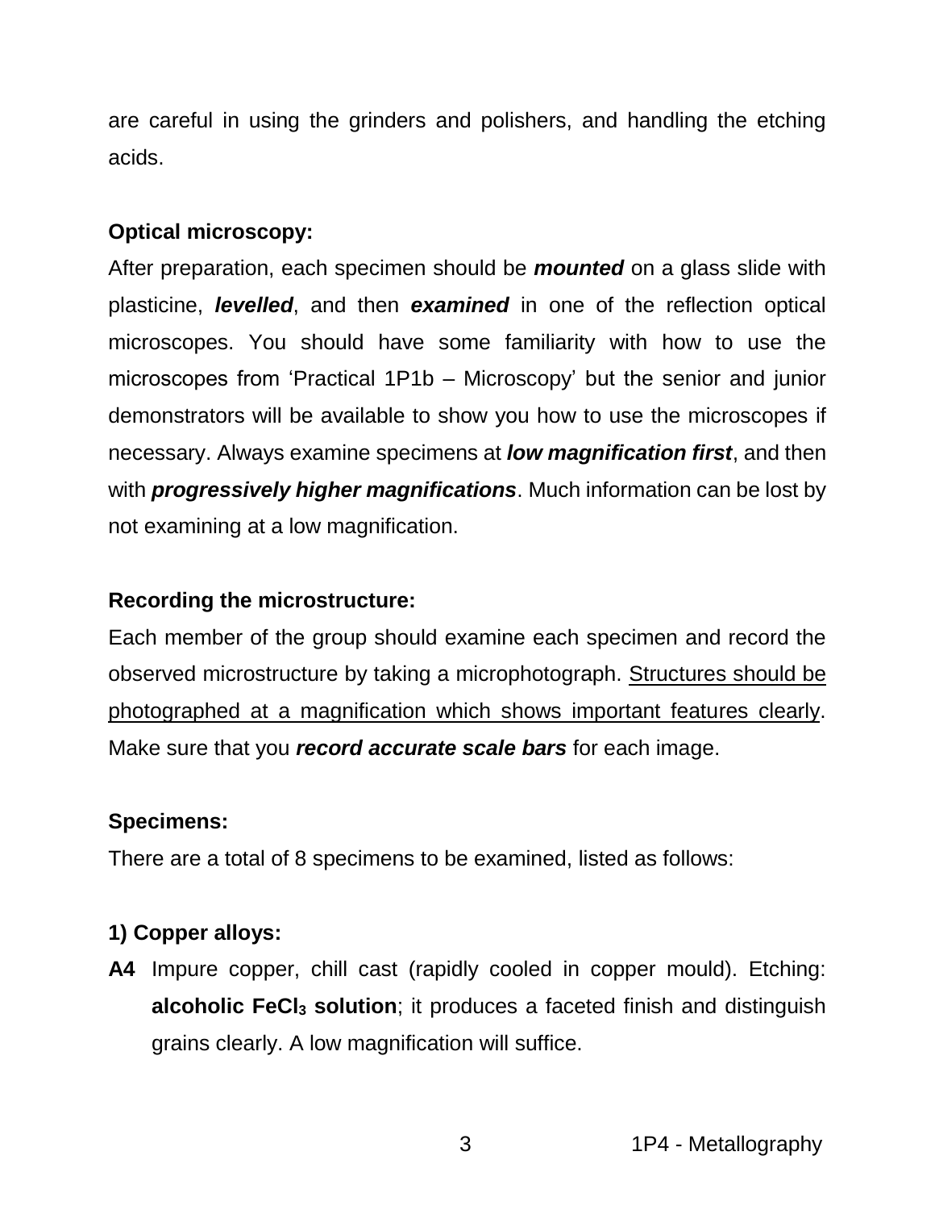are careful in using the grinders and polishers, and handling the etching acids.

**Optical microscopy:**

After preparation, each specimen should be ***mounted*** on a glass slide with plasticine, ***levelled***, and then ***examined*** in one of the reflection optical microscopes. You should have some familiarity with how to use the microscopes from 'Practical 1P1b – Microscopy' but the senior and junior demonstrators will be available to show you how to use the microscopes if necessary. Always examine specimens at ***low magnification first***, and then with ***progressively higher magnifications***. Much information can be lost by not examining at a low magnification.

**Recording the microstructure:**

Each member of the group should examine each specimen and record the observed microstructure by taking a microphotograph. <u>Structures should be photographed at a magnification which shows important features clearly</u>. Make sure that you ***record accurate scale bars*** for each image.

**Specimens:**

There are a total of 8 specimens to be examined, listed as follows:

**1) Copper alloys:**

**A4** Impure copper, chill cast (rapidly cooled in copper mould). Etching: **alcoholic $FeCl_3$ solution**; it produces a faceted finish and distinguish grains clearly. A low magnification will suffice.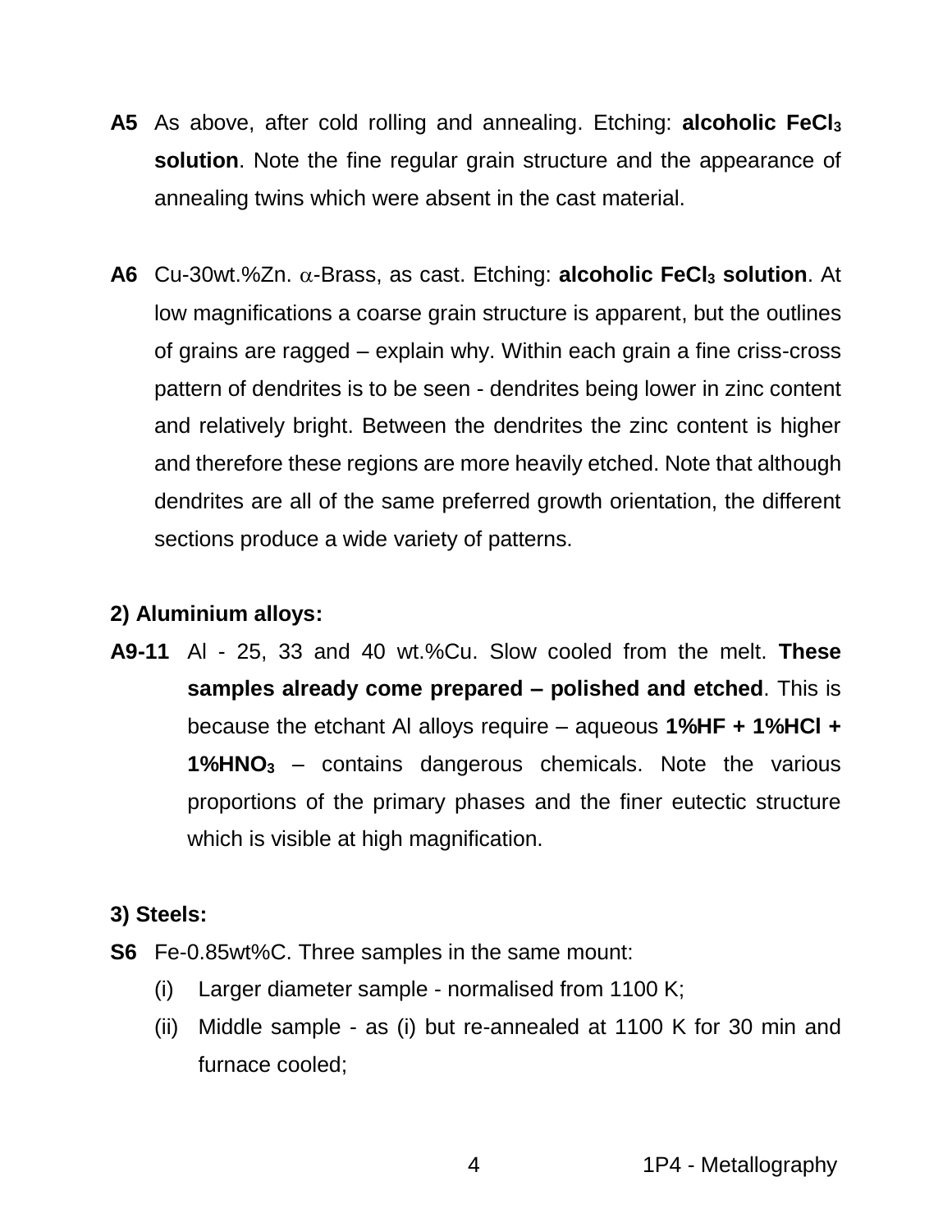**A5** As above, after cold rolling and annealing. Etching: **alcoholic $FeCl_3$ solution**. Note the fine regular grain structure and the appearance of annealing twins which were absent in the cast material.

**A6** Cu-30wt.%Zn. $\alpha$-Brass, as cast. Etching: **alcoholic $FeCl_3$ solution**. At low magnifications a coarse grain structure is apparent, but the outlines of grains are ragged – explain why. Within each grain a fine criss-cross pattern of dendrites is to be seen - dendrites being lower in zinc content and relatively bright. Between the dendrites the zinc content is higher and therefore these regions are more heavily etched. Note that although dendrites are all of the same preferred growth orientation, the different sections produce a wide variety of patterns.

**2) Aluminium alloys:**

**A9-11** Al - 25, 33 and 40 wt.%Cu. Slow cooled from the melt. **These samples already come prepared – polished and etched**. This is because the etchant Al alloys require – aqueous **1%HF + 1%HCl + 1%$HNO_3$** – contains dangerous chemicals. Note the various proportions of the primary phases and the finer eutectic structure which is visible at high magnification.

**3) Steels:**

**S6** Fe-0.85wt%C. Three samples in the same mount:

(i) Larger diameter sample - normalised from 1100 K;

(ii) Middle sample - as (i) but re-annealed at 1100 K for 30 min and furnace cooled;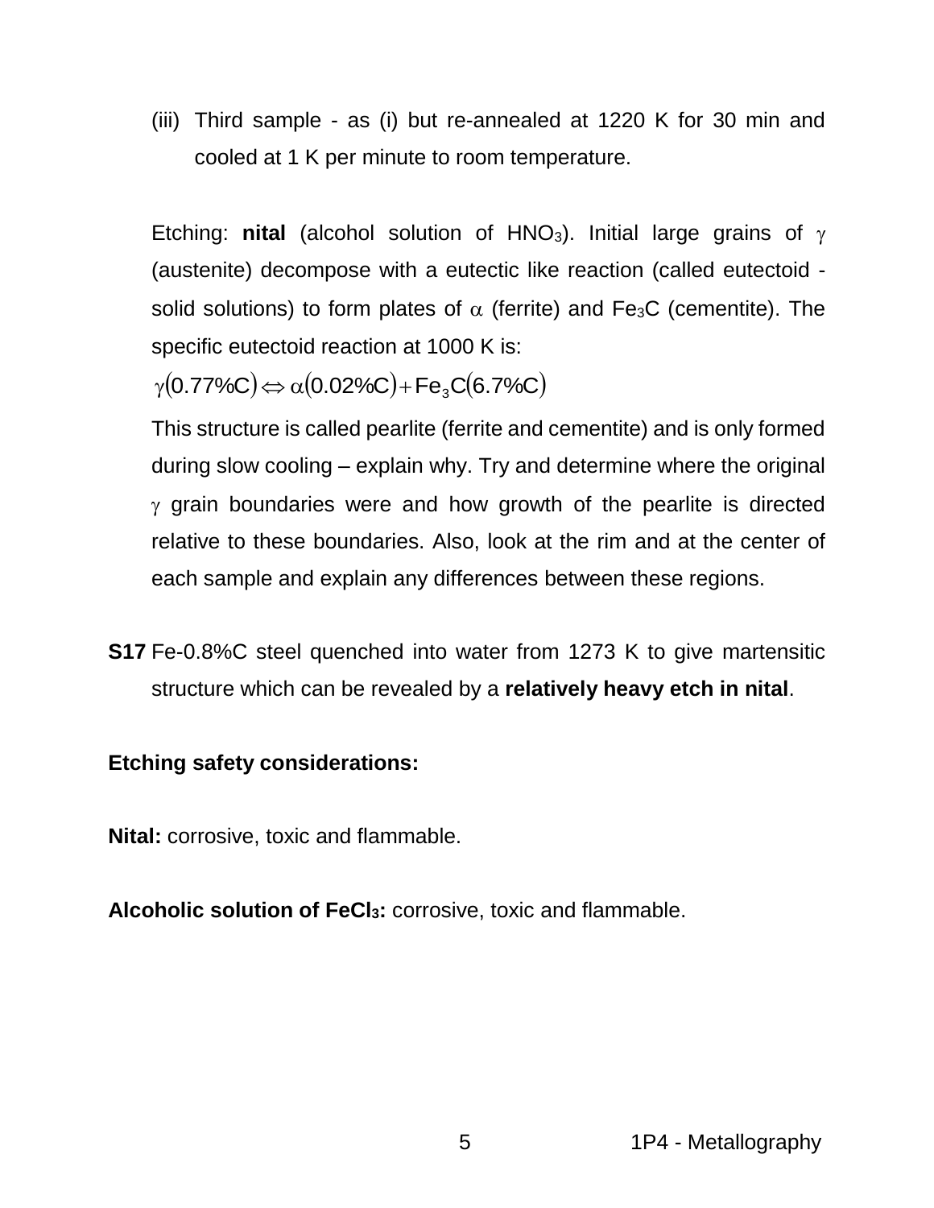(iii) Third sample - as (i) but re-annealed at 1220 K for 30 min and cooled at 1 K per minute to room temperature.

Etching: **nital** (alcohol solution of $HNO_3$). Initial large grains of $\gamma$ (austenite) decompose with a eutectic like reaction (called eutectoid - solid solutions) to form plates of $\alpha$ (ferrite) and $Fe_3C$ (cementite). The specific eutectoid reaction at 1000 K is:

$$\gamma(0.77\%C) \Leftrightarrow \alpha(0.02\%C) + Fe_3C(6.7\%C)$$

This structure is called pearlite (ferrite and cementite) and is only formed during slow cooling – explain why. Try and determine where the original $\gamma$ grain boundaries were and how growth of the pearlite is directed relative to these boundaries. Also, look at the rim and at the center of each sample and explain any differences between these regions.

**S17** Fe-0.8%C steel quenched into water from 1273 K to give martensitic structure which can be revealed by a **relatively heavy etch in nital**.

**Etching safety considerations:**

**Nital:** corrosive, toxic and flammable.

**Alcoholic solution of $FeCl_3$:** corrosive, toxic and flammable.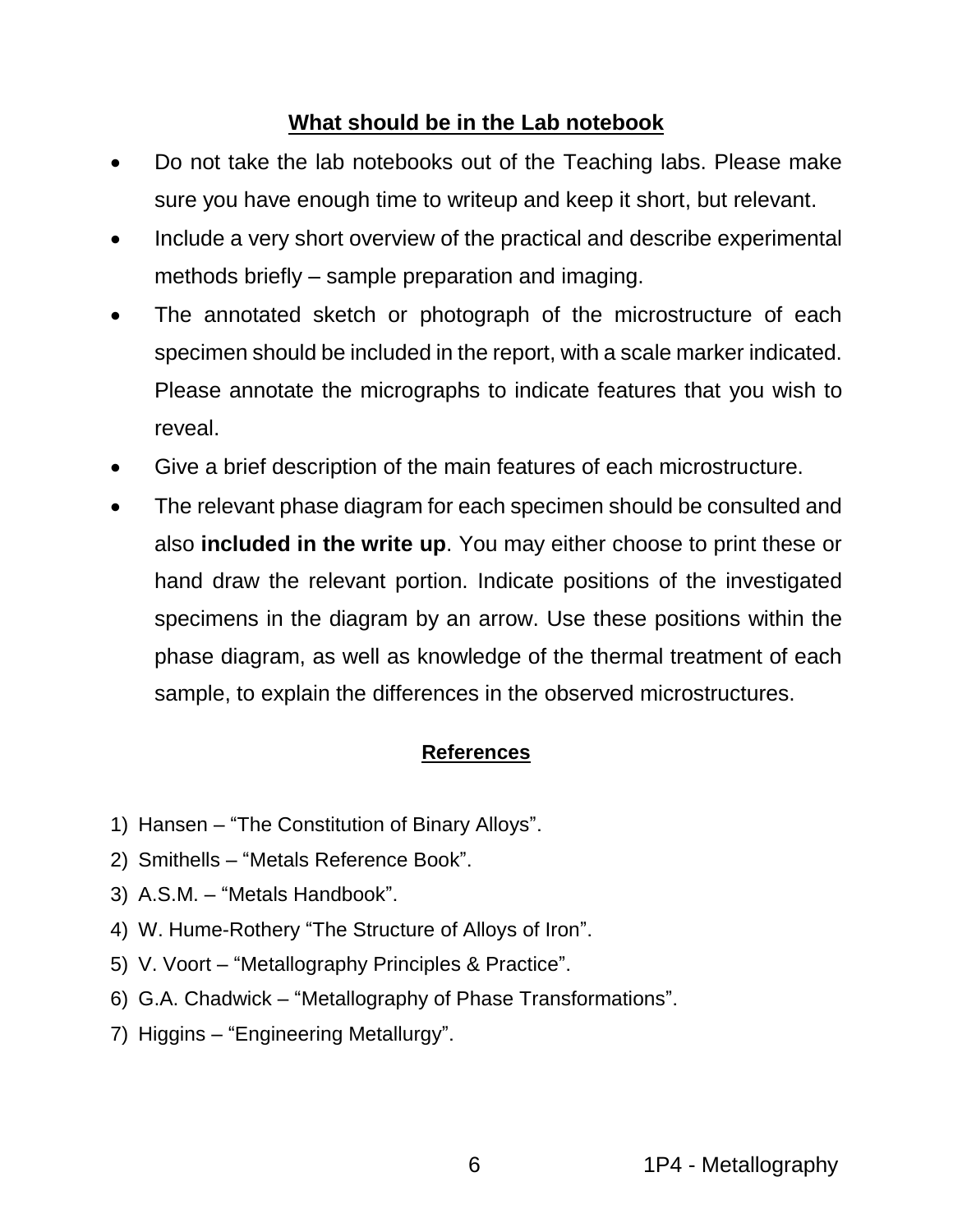## What should be in the Lab notebook

- Do not take the lab notebooks out of the Teaching labs. Please make sure you have enough time to writeup and keep it short, but relevant.
- Include a very short overview of the practical and describe experimental methods briefly – sample preparation and imaging.
- The annotated sketch or photograph of the microstructure of each specimen should be included in the report, with a scale marker indicated. Please annotate the micrographs to indicate features that you wish to reveal.
- Give a brief description of the main features of each microstructure.
- The relevant phase diagram for each specimen should be consulted and also **included in the write up**. You may either choose to print these or hand draw the relevant portion. Indicate positions of the investigated specimens in the diagram by an arrow. Use these positions within the phase diagram, as well as knowledge of the thermal treatment of each sample, to explain the differences in the observed microstructures.

## References

1) Hansen – "The Constitution of Binary Alloys".
2) Smithells – "Metals Reference Book".
3) A.S.M. – "Metals Handbook".
4) W. Hume-Rothery "The Structure of Alloys of Iron".
5) V. Voort – "Metallography Principles & Practice".
6) G.A. Chadwick – "Metallography of Phase Transformations".
7) Higgins – "Engineering Metallurgy".